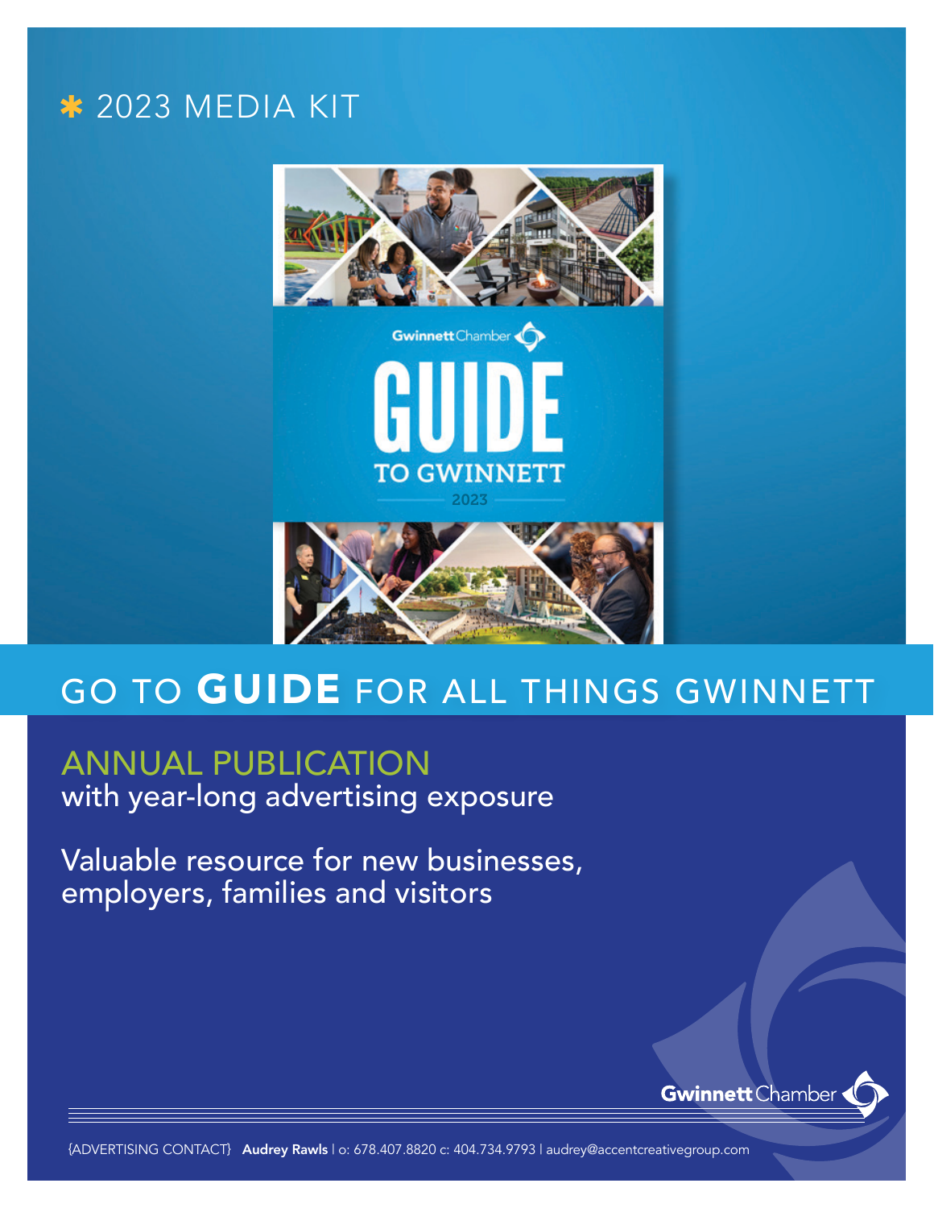✱ 2023 MEDIA KIT

# GO TO **GUIDE** FOR ALL THINGS GWINNETT

## ANNUAL PUBLICATION
with year-long advertising exposure

Valuable resource for new businesses, employers, families and visitors

Gwinnett Chamber

{ADVERTISING CONTACT} **Audrey Rawls** | o: 678.407.8820 c: 404.734.9793 | audrey@accentcreativegroup.com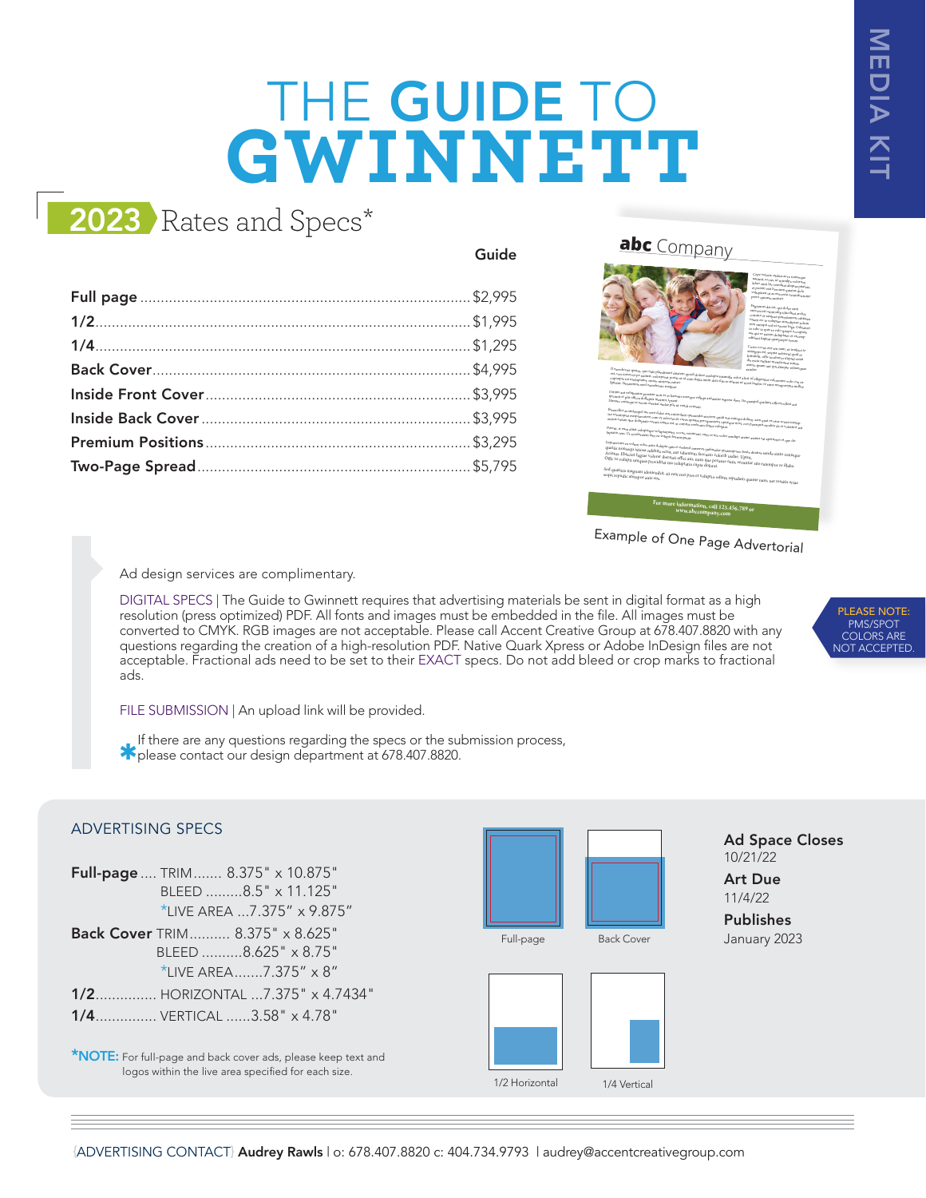MEDIA KIT

# THE GUIDE TO GWINNETT

## 2023 Rates and Specs*

| | Guide |
|---|---|
| **Full page** | $2,995 |
| **1/2** | $1,995 |
| **1/4** | $1,295 |
| **Back Cover** | $4,995 |
| **Inside Front Cover** | $3,995 |
| **Inside Back Cover** | $3,995 |
| **Premium Positions** | $3,295 |
| **Two-Page Spread** | $5,795 |

Example of One Page Advertorial

Ad design services are complimentary.

DIGITAL SPECS | The Guide to Gwinnett requires that advertising materials be sent in digital format as a high resolution (press optimized) PDF. All fonts and images must be embedded in the file. All images must be converted to CMYK. RGB images are not acceptable. Please call Accent Creative Group at 678.407.8820 with any questions regarding the creation of a high-resolution PDF. Native Quark Xpress or Adobe InDesign files are not acceptable. Fractional ads need to be set to their EXACT specs. Do not add bleed or crop marks to fractional ads.

PLEASE NOTE: PMS/SPOT COLORS ARE NOT ACCEPTED.

FILE SUBMISSION | An upload link will be provided.

*If there are any questions regarding the specs or the submission process, please contact our design department at 678.407.8820.

### ADVERTISING SPECS

**Full-page** .... TRIM....... 8.375" x 10.875"
BLEED .........8.5" x 11.125"
*LIVE AREA ...7.375" x 9.875"

**Back Cover** TRIM.......... 8.375" x 8.625"
BLEED ..........8.625" x 8.75"
*LIVE AREA.......7.375" x 8"

**1/2**............... HORIZONTAL ...7.375" x 4.7434"

**1/4**............... VERTICAL ......3.58" x 4.78"

***NOTE:** For full-page and back cover ads, please keep text and logos within the live area specified for each size.

Full-page
Back Cover
1/2 Horizontal
1/4 Vertical

**Ad Space Closes**
10/21/22

**Art Due**
11/4/22

**Publishes**
January 2023

{ADVERTISING CONTACT} **Audrey Rawls** | o: 678.407.8820 c: 404.734.9793 | audrey@accentcreativegroup.com